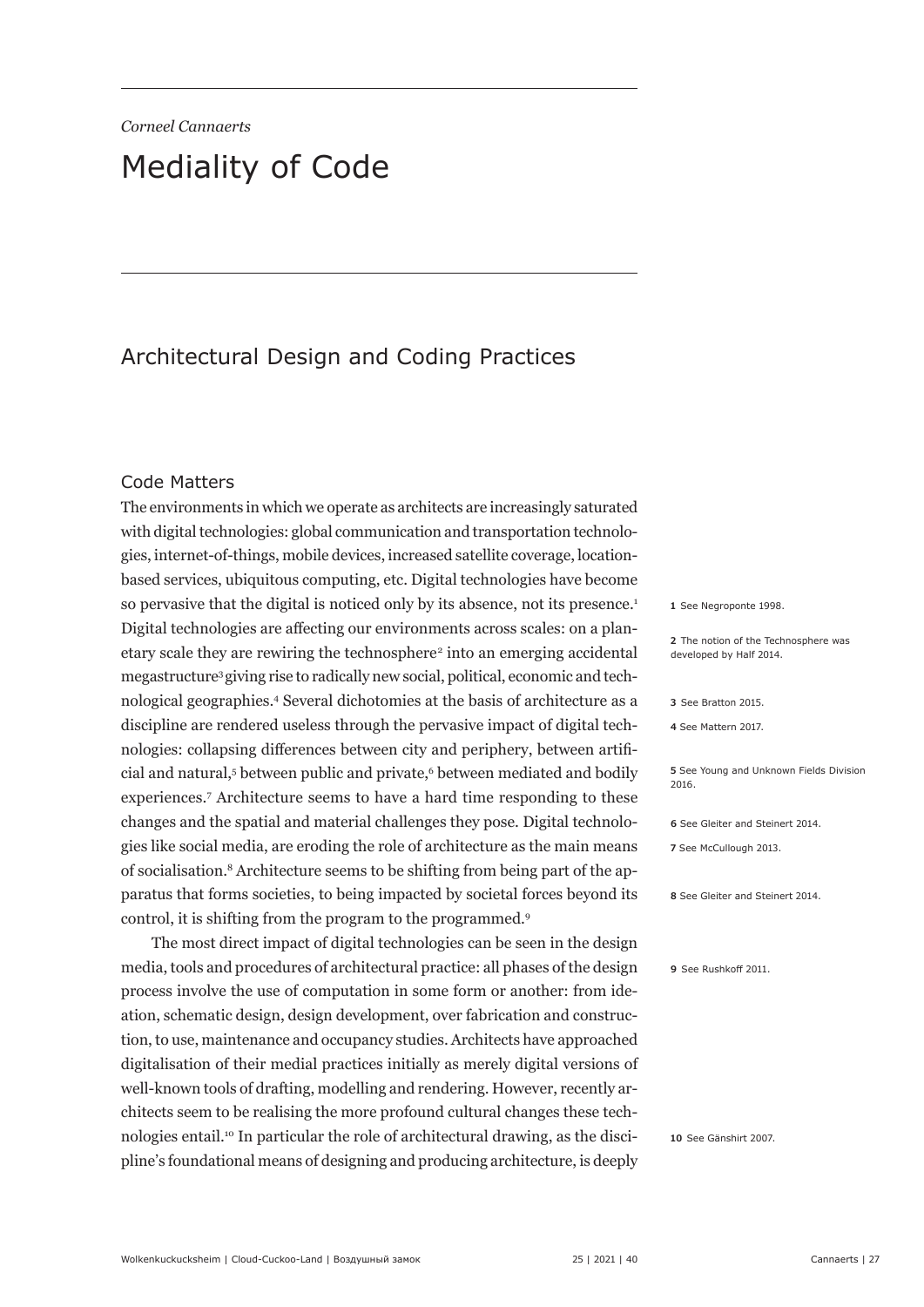*Corneel Cannaerts*

# Mediality of Code

## Architectural Design and Coding Practices

### Code Matters

The environments in which we operate as architects are increasingly saturated with digital technologies: global communication and transportation technologies, internet-of-things, mobile devices, increased satellite coverage, location-based services, ubiquitous computing, etc. Digital technologies have become so pervasive that the digital is noticed only by its absence, not its presence.[1] Digital technologies are affecting our environments across scales: on a planetary scale they are rewiring the technosphere[2] into an emerging accidental megastructure[3] giving rise to radically new social, political, economic and technological geographies.[4] Several dichotomies at the basis of architecture as a discipline are rendered useless through the pervasive impact of digital technologies: collapsing differences between city and periphery, between artificial and natural,[5] between public and private,[6] between mediated and bodily experiences.[7] Architecture seems to have a hard time responding to these changes and the spatial and material challenges they pose. Digital technologies like social media, are eroding the role of architecture as the main means of socialisation.[8] Architecture seems to be shifting from being part of the apparatus that forms societies, to being impacted by societal forces beyond its control, it is shifting from the program to the programmed.[9]

The most direct impact of digital technologies can be seen in the design media, tools and procedures of architectural practice: all phases of the design process involve the use of computation in some form or another: from ideation, schematic design, design development, over fabrication and construction, to use, maintenance and occupancy studies. Architects have approached digitalisation of their medial practices initially as merely digital versions of well-known tools of drafting, modelling and rendering. However, recently architects seem to be realising the more profound cultural changes these technologies entail.[10] In particular the role of architectural drawing, as the discipline's foundational means of designing and producing architecture, is deeply

1 See Negroponte 1998.

2 The notion of the Technosphere was developed by Half 2014.

3 See Bratton 2015.

4 See Mattern 2017.

5 See Young and Unknown Fields Division 2016.

6 See Gleiter and Steinert 2014.

7 See McCullough 2013.

8 See Gleiter and Steinert 2014.

9 See Rushkoff 2011.

10 See Gänshirt 2007.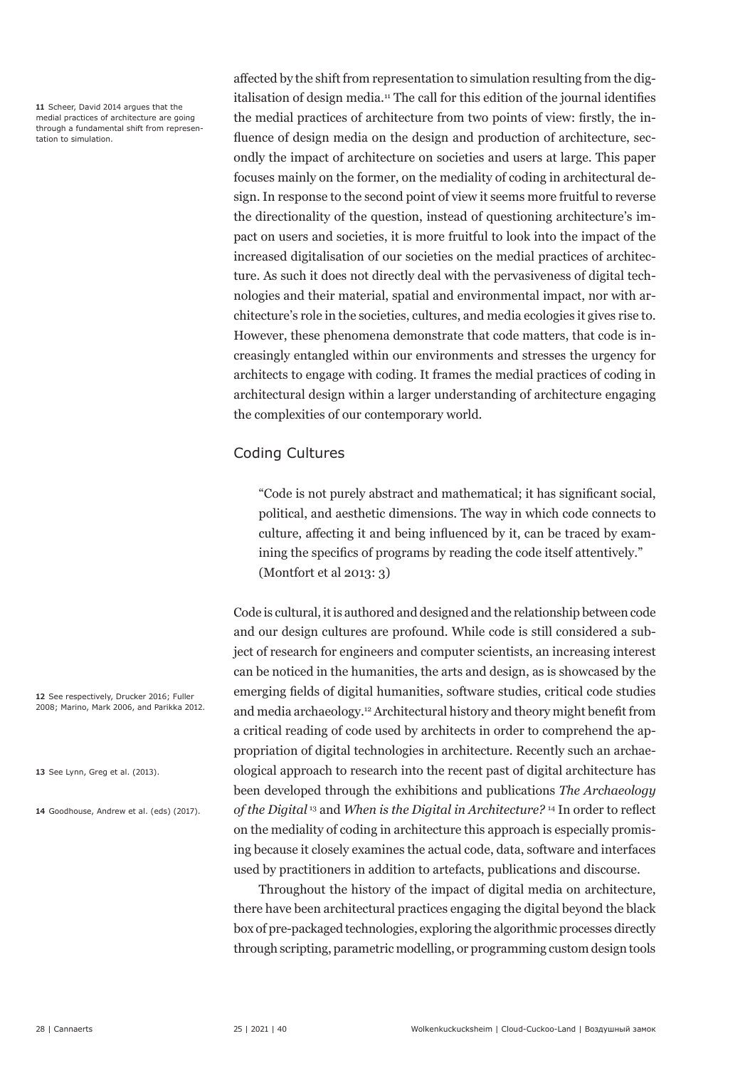affected by the shift from representation to simulation resulting from the digitalisation of design media.[11] The call for this edition of the journal identifies the medial practices of architecture from two points of view: firstly, the influence of design media on the design and production of architecture, secondly the impact of architecture on societies and users at large. This paper focuses mainly on the former, on the mediality of coding in architectural design. In response to the second point of view it seems more fruitful to reverse the directionality of the question, instead of questioning architecture's impact on users and societies, it is more fruitful to look into the impact of the increased digitalisation of our societies on the medial practices of architecture. As such it does not directly deal with the pervasiveness of digital technologies and their material, spatial and environmental impact, nor with architecture's role in the societies, cultures, and media ecologies it gives rise to. However, these phenomena demonstrate that code matters, that code is increasingly entangled within our environments and stresses the urgency for architects to engage with coding. It frames the medial practices of coding in architectural design within a larger understanding of architecture engaging the complexities of our contemporary world.

## Coding Cultures

> "Code is not purely abstract and mathematical; it has significant social, political, and aesthetic dimensions. The way in which code connects to culture, affecting it and being influenced by it, can be traced by examining the specifics of programs by reading the code itself attentively." (Montfort et al 2013: 3)

Code is cultural, it is authored and designed and the relationship between code and our design cultures are profound. While code is still considered a subject of research for engineers and computer scientists, an increasing interest can be noticed in the humanities, the arts and design, as is showcased by the emerging fields of digital humanities, software studies, critical code studies and media archaeology.[12] Architectural history and theory might benefit from a critical reading of code used by architects in order to comprehend the appropriation of digital technologies in architecture. Recently such an archaeological approach to research into the recent past of digital architecture has been developed through the exhibitions and publications *The Archaeology of the Digital*[13] and *When is the Digital in Architecture?*[14] In order to reflect on the mediality of coding in architecture this approach is especially promising because it closely examines the actual code, data, software and interfaces used by practitioners in addition to artefacts, publications and discourse.

Throughout the history of the impact of digital media on architecture, there have been architectural practices engaging the digital beyond the black box of pre-packaged technologies, exploring the algorithmic processes directly through scripting, parametric modelling, or programming custom design tools

---

[11] Scheer, David 2014 argues that the medial practices of architecture are going through a fundamental shift from representation to simulation.

[12] See respectively, Drucker 2016; Fuller 2008; Marino, Mark 2006, and Parikka 2012.

[13] See Lynn, Greg et al. (2013).

[14] Goodhouse, Andrew et al. (eds) (2017).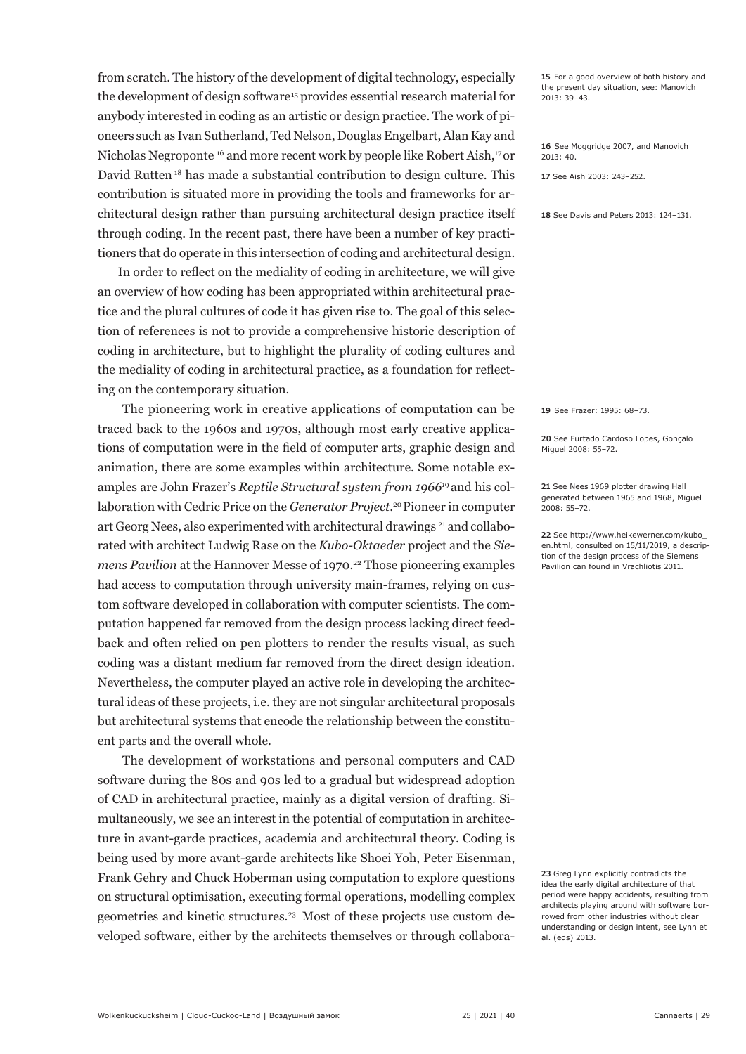from scratch. The history of the development of digital technology, especially the development of design software[15] provides essential research material for anybody interested in coding as an artistic or design practice. The work of pioneers such as Ivan Sutherland, Ted Nelson, Douglas Engelbart, Alan Kay and Nicholas Negroponte [16] and more recent work by people like Robert Aish,[17] or David Rutten [18] has made a substantial contribution to design culture. This contribution is situated more in providing the tools and frameworks for architectural design rather than pursuing architectural design practice itself through coding. In the recent past, there have been a number of key practitioners that do operate in this intersection of coding and architectural design.

In order to reflect on the mediality of coding in architecture, we will give an overview of how coding has been appropriated within architectural practice and the plural cultures of code it has given rise to. The goal of this selection of references is not to provide a comprehensive historic description of coding in architecture, but to highlight the plurality of coding cultures and the mediality of coding in architectural practice, as a foundation for reflecting on the contemporary situation.

The pioneering work in creative applications of computation can be traced back to the 1960s and 1970s, although most early creative applications of computation were in the field of computer arts, graphic design and animation, there are some examples within architecture. Some notable examples are John Frazer's *Reptile Structural system from 1966*[19] and his collaboration with Cedric Price on the *Generator Project*.[20] Pioneer in computer art Georg Nees, also experimented with architectural drawings [21] and collaborated with architect Ludwig Rase on the *Kubo-Oktaeder* project and the *Siemens Pavilion* at the Hannover Messe of 1970.[22] Those pioneering examples had access to computation through university main-frames, relying on custom software developed in collaboration with computer scientists. The computation happened far removed from the design process lacking direct feedback and often relied on pen plotters to render the results visual, as such coding was a distant medium far removed from the direct design ideation. Nevertheless, the computer played an active role in developing the architectural ideas of these projects, i.e. they are not singular architectural proposals but architectural systems that encode the relationship between the constituent parts and the overall whole.

The development of workstations and personal computers and CAD software during the 80s and 90s led to a gradual but widespread adoption of CAD in architectural practice, mainly as a digital version of drafting. Simultaneously, we see an interest in the potential of computation in architecture in avant-garde practices, academia and architectural theory. Coding is being used by more avant-garde architects like Shoei Yoh, Peter Eisenman, Frank Gehry and Chuck Hoberman using computation to explore questions on structural optimisation, executing formal operations, modelling complex geometries and kinetic structures.[23] Most of these projects use custom developed software, either by the architects themselves or through collabora-

**15** For a good overview of both history and the present day situation, see: Manovich 2013: 39–43.

**16** See Moggridge 2007, and Manovich 2013: 40.

**17** See Aish 2003: 243–252.

**18** See Davis and Peters 2013: 124–131.

**19** See Frazer: 1995: 68–73.

**20** See Furtado Cardoso Lopes, Gonçalo Miguel 2008: 55–72.

**21** See Nees 1969 plotter drawing Hall generated between 1965 and 1968, Miguel 2008: 55–72.

**22** See http://www.heikewerner.com/kubo_en.html, consulted on 15/11/2019, a description of the design process of the Siemens Pavilion can found in Vrachliotis 2011.

**23** Greg Lynn explicitly contradicts the idea the early digital architecture of that period were happy accidents, resulting from architects playing around with software borrowed from other industries without clear understanding or design intent, see Lynn et al. (eds) 2013.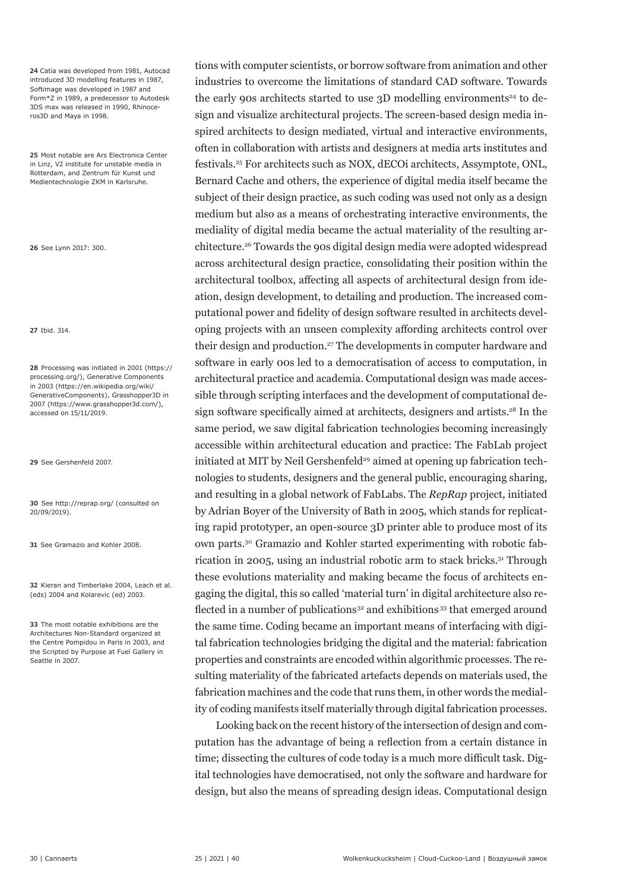tions with computer scientists, or borrow software from animation and other industries to overcome the limitations of standard CAD software. Towards the early 90s architects started to use 3D modelling environments[24] to design and visualize architectural projects. The screen-based design media inspired architects to design mediated, virtual and interactive environments, often in collaboration with artists and designers at media arts institutes and festivals.[25] For architects such as NOX, dECOi architects, Assymptote, ONL, Bernard Cache and others, the experience of digital media itself became the subject of their design practice, as such coding was used not only as a design medium but also as a means of orchestrating interactive environments, the mediality of digital media became the actual materiality of the resulting architecture.[26] Towards the 90s digital design media were adopted widespread across architectural design practice, consolidating their position within the architectural toolbox, affecting all aspects of architectural design from ideation, design development, to detailing and production. The increased computational power and fidelity of design software resulted in architects developing projects with an unseen complexity affording architects control over their design and production.[27] The developments in computer hardware and software in early 00s led to a democratisation of access to computation, in architectural practice and academia. Computational design was made accessible through scripting interfaces and the development of computational design software specifically aimed at architects, designers and artists.[28] In the same period, we saw digital fabrication technologies becoming increasingly accessible within architectural education and practice: The FabLab project initiated at MIT by Neil Gershenfeld[29] aimed at opening up fabrication technologies to students, designers and the general public, encouraging sharing, and resulting in a global network of FabLabs. The *RepRap* project, initiated by Adrian Boyer of the University of Bath in 2005, which stands for replicating rapid prototyper, an open-source 3D printer able to produce most of its own parts.[30] Gramazio and Kohler started experimenting with robotic fabrication in 2005, using an industrial robotic arm to stack bricks.[31] Through these evolutions materiality and making became the focus of architects engaging the digital, this so called 'material turn' in digital architecture also reflected in a number of publications[32] and exhibitions[33] that emerged around the same time. Coding became an important means of interfacing with digital fabrication technologies bridging the digital and the material: fabrication properties and constraints are encoded within algorithmic processes. The resulting materiality of the fabricated artefacts depends on materials used, the fabrication machines and the code that runs them, in other words the mediality of coding manifests itself materially through digital fabrication processes.

Looking back on the recent history of the intersection of design and computation has the advantage of being a reflection from a certain distance in time; dissecting the cultures of code today is a much more difficult task. Digital technologies have democratised, not only the software and hardware for design, but also the means of spreading design ideas. Computational design

---

**24** Catia was developed from 1981, Autocad introduced 3D modelling features in 1987, Softimage was developed in 1987 and Form*Z in 1989, a predecessor to Autodesk 3DS max was released in 1990, Rhinoceros3D and Maya in 1998.

**25** Most notable are Ars Electronica Center in Linz, V2 institute for unstable media in Rotterdam, and Zentrum für Kunst und Medientechnologie ZKM in Karlsruhe.

**26** See Lynn 2017: 300.

**27** Ibid. 314.

**28** Processing was initiated in 2001 (https://processing.org/), Generative Components in 2003 (https://en.wikipedia.org/wiki/GenerativeComponents), Grasshopper3D in 2007 (https://www.grasshopper3d.com/), accessed on 15/11/2019.

**29** See Gershenfeld 2007.

**30** See http://reprap.org/ (consulted on 20/09/2019).

**31** See Gramazio and Kohler 2008.

**32** Kieran and Timberlake 2004, Leach et al. (eds) 2004 and Kolarevic (ed) 2003.

**33** The most notable exhibitions are the Architectures Non-Standard organized at the Centre Pompidou in Paris in 2003, and the Scripted by Purpose at Fuel Gallery in Seattle in 2007.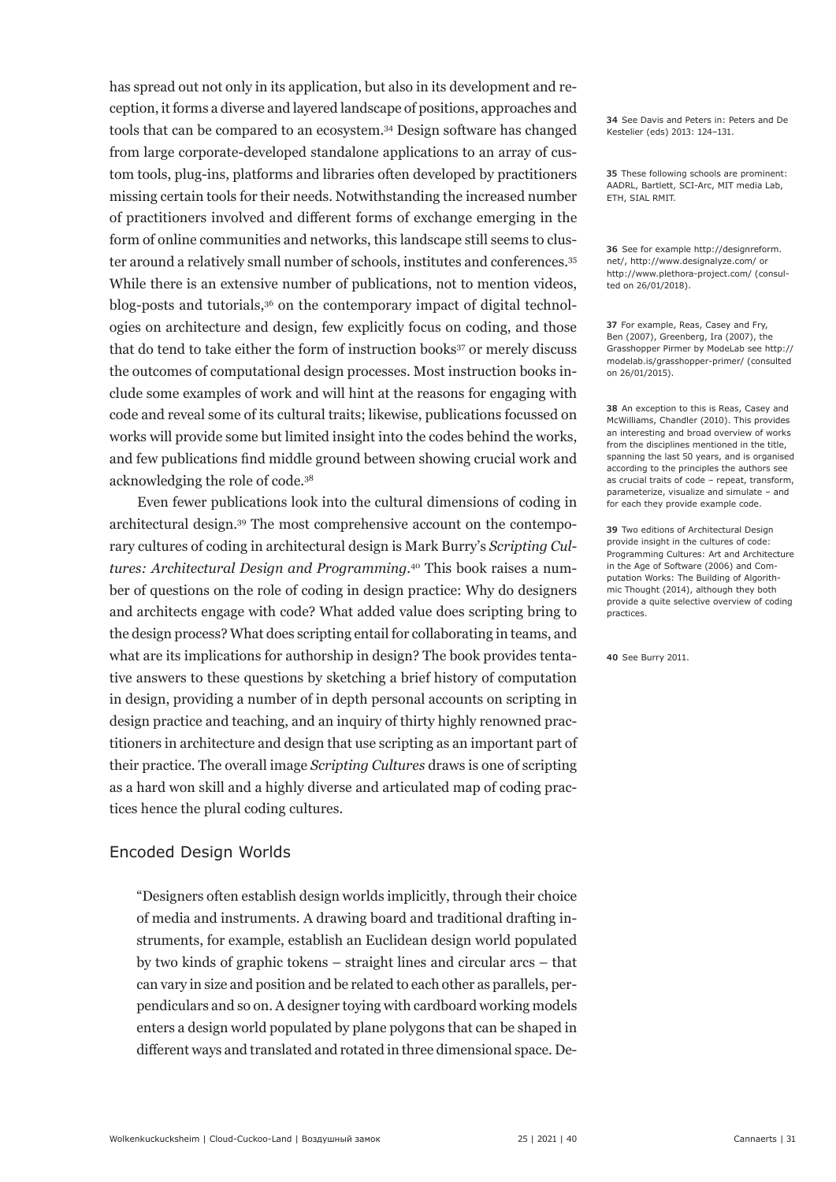has spread out not only in its application, but also in its development and reception, it forms a diverse and layered landscape of positions, approaches and tools that can be compared to an ecosystem.[34] Design software has changed from large corporate-developed standalone applications to an array of custom tools, plug-ins, platforms and libraries often developed by practitioners missing certain tools for their needs. Notwithstanding the increased number of practitioners involved and different forms of exchange emerging in the form of online communities and networks, this landscape still seems to cluster around a relatively small number of schools, institutes and conferences.[35] While there is an extensive number of publications, not to mention videos, blog-posts and tutorials,[36] on the contemporary impact of digital technologies on architecture and design, few explicitly focus on coding, and those that do tend to take either the form of instruction books[37] or merely discuss the outcomes of computational design processes. Most instruction books include some examples of work and will hint at the reasons for engaging with code and reveal some of its cultural traits; likewise, publications focussed on works will provide some but limited insight into the codes behind the works, and few publications find middle ground between showing crucial work and acknowledging the role of code.[38]

Even fewer publications look into the cultural dimensions of coding in architectural design.[39] The most comprehensive account on the contemporary cultures of coding in architectural design is Mark Burry's *Scripting Cultures: Architectural Design and Programming*.[40] This book raises a number of questions on the role of coding in design practice: Why do designers and architects engage with code? What added value does scripting bring to the design process? What does scripting entail for collaborating in teams, and what are its implications for authorship in design? The book provides tentative answers to these questions by sketching a brief history of computation in design, providing a number of in depth personal accounts on scripting in design practice and teaching, and an inquiry of thirty highly renowned practitioners in architecture and design that use scripting as an important part of their practice. The overall image *Scripting Cultures* draws is one of scripting as a hard won skill and a highly diverse and articulated map of coding practices hence the plural coding cultures.

## Encoded Design Worlds

> "Designers often establish design worlds implicitly, through their choice of media and instruments. A drawing board and traditional drafting instruments, for example, establish an Euclidean design world populated by two kinds of graphic tokens – straight lines and circular arcs – that can vary in size and position and be related to each other as parallels, perpendiculars and so on. A designer toying with cardboard working models enters a design world populated by plane polygons that can be shaped in different ways and translated and rotated in three dimensional space. De-

---

**34** See Davis and Peters in: Peters and De Kestelier (eds) 2013: 124–131.

**35** These following schools are prominent: AADRL, Bartlett, SCI-Arc, MIT media Lab, ETH, SIAL RMIT.

**36** See for example http://designreform.net/, http://www.designalyze.com/ or http://www.plethora-project.com/ (consulted on 26/01/2018).

**37** For example, Reas, Casey and Fry, Ben (2007), Greenberg, Ira (2007), the Grasshopper Pirmer by ModeLab see http://modelab.is/grasshopper-primer/ (consulted on 26/01/2015).

**38** An exception to this is Reas, Casey and McWilliams, Chandler (2010). This provides an interesting and broad overview of works from the disciplines mentioned in the title, spanning the last 50 years, and is organised according to the principles the authors see as crucial traits of code – repeat, transform, parameterize, visualize and simulate – and for each they provide example code.

**39** Two editions of Architectural Design provide insight in the cultures of code: Programming Cultures: Art and Architecture in the Age of Software (2006) and Computation Works: The Building of Algorithmic Thought (2014), although they both provide a quite selective overview of coding practices.

**40** See Burry 2011.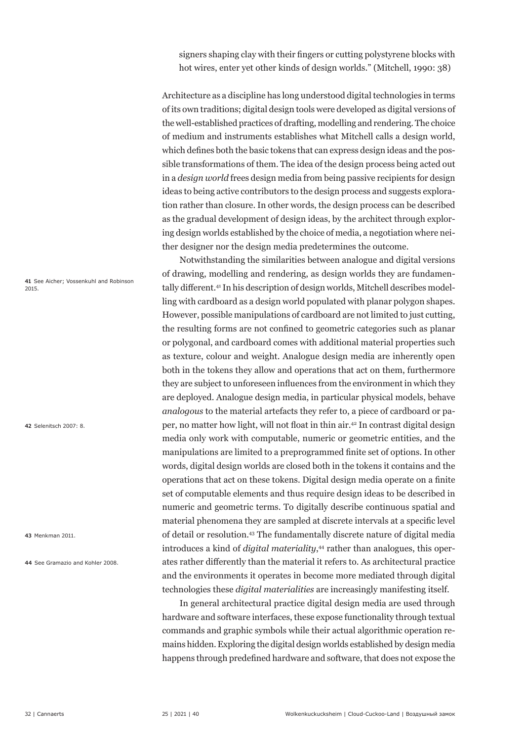signers shaping clay with their fingers or cutting polystyrene blocks with hot wires, enter yet other kinds of design worlds." (Mitchell, 1990: 38)

Architecture as a discipline has long understood digital technologies in terms of its own traditions; digital design tools were developed as digital versions of the well-established practices of drafting, modelling and rendering. The choice of medium and instruments establishes what Mitchell calls a design world, which defines both the basic tokens that can express design ideas and the possible transformations of them. The idea of the design process being acted out in a *design world* frees design media from being passive recipients for design ideas to being active contributors to the design process and suggests exploration rather than closure. In other words, the design process can be described as the gradual development of design ideas, by the architect through exploring design worlds established by the choice of media, a negotiation where neither designer nor the design media predetermines the outcome.

Notwithstanding the similarities between analogue and digital versions of drawing, modelling and rendering, as design worlds they are fundamentally different.[41] In his description of design worlds, Mitchell describes modelling with cardboard as a design world populated with planar polygon shapes. However, possible manipulations of cardboard are not limited to just cutting, the resulting forms are not confined to geometric categories such as planar or polygonal, and cardboard comes with additional material properties such as texture, colour and weight. Analogue design media are inherently open both in the tokens they allow and operations that act on them, furthermore they are subject to unforeseen influences from the environment in which they are deployed. Analogue design media, in particular physical models, behave *analogous* to the material artefacts they refer to, a piece of cardboard or paper, no matter how light, will not float in thin air.[42] In contrast digital design media only work with computable, numeric or geometric entities, and the manipulations are limited to a preprogrammed finite set of options. In other words, digital design worlds are closed both in the tokens it contains and the operations that act on these tokens. Digital design media operate on a finite set of computable elements and thus require design ideas to be described in numeric and geometric terms. To digitally describe continuous spatial and material phenomena they are sampled at discrete intervals at a specific level of detail or resolution.[43] The fundamentally discrete nature of digital media introduces a kind of *digital materiality*,[44] rather than analogues, this operates rather differently than the material it refers to. As architectural practice and the environments it operates in become more mediated through digital technologies these *digital materialities* are increasingly manifesting itself.

In general architectural practice digital design media are used through hardware and software interfaces, these expose functionality through textual commands and graphic symbols while their actual algorithmic operation remains hidden. Exploring the digital design worlds established by design media happens through predefined hardware and software, that does not expose the

41 See Aicher; Vossenkuhl and Robinson 2015.

42 Selenitsch 2007: 8.

43 Menkman 2011.

44 See Gramazio and Kohler 2008.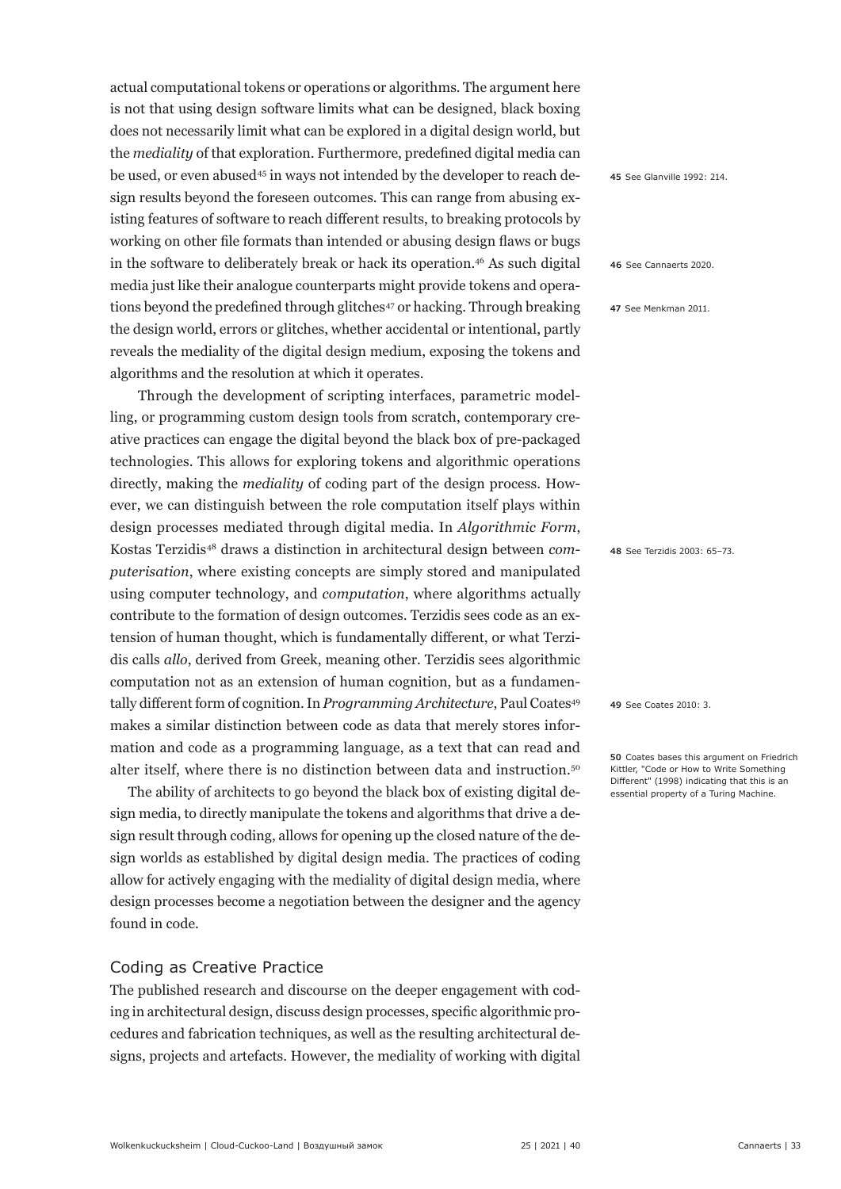actual computational tokens or operations or algorithms. The argument here is not that using design software limits what can be designed, black boxing does not necessarily limit what can be explored in a digital design world, but the *mediality* of that exploration. Furthermore, predefined digital media can be used, or even abused[45] in ways not intended by the developer to reach design results beyond the foreseen outcomes. This can range from abusing existing features of software to reach different results, to breaking protocols by working on other file formats than intended or abusing design flaws or bugs in the software to deliberately break or hack its operation.[46] As such digital media just like their analogue counterparts might provide tokens and operations beyond the predefined through glitches[47] or hacking. Through breaking the design world, errors or glitches, whether accidental or intentional, partly reveals the mediality of the digital design medium, exposing the tokens and algorithms and the resolution at which it operates.

Through the development of scripting interfaces, parametric modelling, or programming custom design tools from scratch, contemporary creative practices can engage the digital beyond the black box of pre-packaged technologies. This allows for exploring tokens and algorithmic operations directly, making the *mediality* of coding part of the design process. However, we can distinguish between the role computation itself plays within design processes mediated through digital media. In *Algorithmic Form*, Kostas Terzidis[48] draws a distinction in architectural design between *computerisation*, where existing concepts are simply stored and manipulated using computer technology, and *computation*, where algorithms actually contribute to the formation of design outcomes. Terzidis sees code as an extension of human thought, which is fundamentally different, or what Terzidis calls *allo*, derived from Greek, meaning other. Terzidis sees algorithmic computation not as an extension of human cognition, but as a fundamentally different form of cognition. In *Programming Architecture*, Paul Coates[49] makes a similar distinction between code as data that merely stores information and code as a programming language, as a text that can read and alter itself, where there is no distinction between data and instruction.[50]

The ability of architects to go beyond the black box of existing digital design media, to directly manipulate the tokens and algorithms that drive a design result through coding, allows for opening up the closed nature of the design worlds as established by digital design media. The practices of coding allow for actively engaging with the mediality of digital design media, where design processes become a negotiation between the designer and the agency found in code.

## Coding as Creative Practice

The published research and discourse on the deeper engagement with coding in architectural design, discuss design processes, specific algorithmic procedures and fabrication techniques, as well as the resulting architectural designs, projects and artefacts. However, the mediality of working with digital

---

**45** See Glanville 1992: 214.

**46** See Cannaerts 2020.

**47** See Menkman 2011.

**48** See Terzidis 2003: 65–73.

**49** See Coates 2010: 3.

**50** Coates bases this argument on Friedrich Kittler, "Code or How to Write Something Different" (1998) indicating that this is an essential property of a Turing Machine.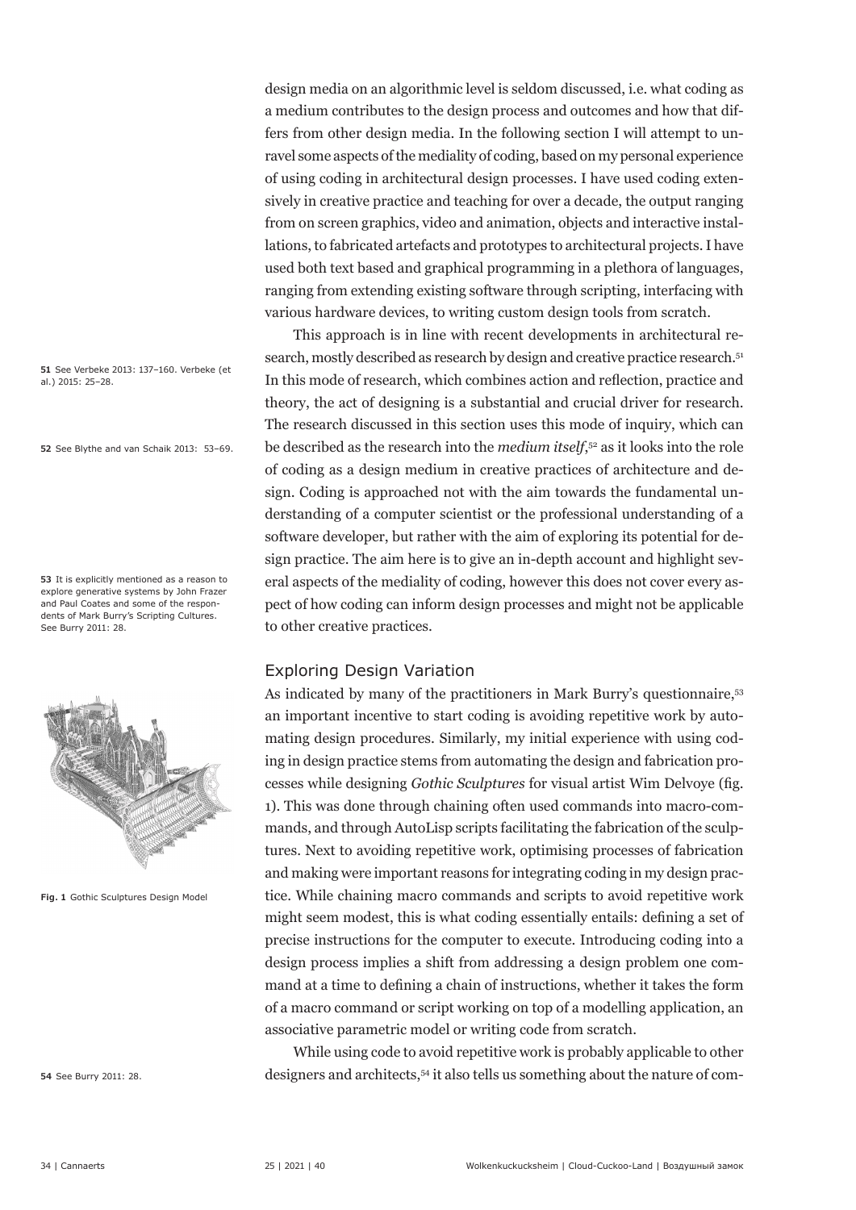design media on an algorithmic level is seldom discussed, i.e. what coding as a medium contributes to the design process and outcomes and how that differs from other design media. In the following section I will attempt to unravel some aspects of the mediality of coding, based on my personal experience of using coding in architectural design processes. I have used coding extensively in creative practice and teaching for over a decade, the output ranging from on screen graphics, video and animation, objects and interactive installations, to fabricated artefacts and prototypes to architectural projects. I have used both text based and graphical programming in a plethora of languages, ranging from extending existing software through scripting, interfacing with various hardware devices, to writing custom design tools from scratch.

This approach is in line with recent developments in architectural research, mostly described as research by design and creative practice research.[51] In this mode of research, which combines action and reflection, practice and theory, the act of designing is a substantial and crucial driver for research. The research discussed in this section uses this mode of inquiry, which can be described as the research into the *medium itself*,[52] as it looks into the role of coding as a design medium in creative practices of architecture and design. Coding is approached not with the aim towards the fundamental understanding of a computer scientist or the professional understanding of a software developer, but rather with the aim of exploring its potential for design practice. The aim here is to give an in-depth account and highlight several aspects of the mediality of coding, however this does not cover every aspect of how coding can inform design processes and might not be applicable to other creative practices.

## Exploring Design Variation

As indicated by many of the practitioners in Mark Burry's questionnaire,[53] an important incentive to start coding is avoiding repetitive work by automating design procedures. Similarly, my initial experience with using coding in design practice stems from automating the design and fabrication processes while designing *Gothic Sculptures* for visual artist Wim Delvoye (fig. 1). This was done through chaining often used commands into macro-commands, and through AutoLisp scripts facilitating the fabrication of the sculptures. Next to avoiding repetitive work, optimising processes of fabrication and making were important reasons for integrating coding in my design practice. While chaining macro commands and scripts to avoid repetitive work might seem modest, this is what coding essentially entails: defining a set of precise instructions for the computer to execute. Introducing coding into a design process implies a shift from addressing a design problem one command at a time to defining a chain of instructions, whether it takes the form of a macro command or script working on top of a modelling application, an associative parametric model or writing code from scratch.

While using code to avoid repetitive work is probably applicable to other designers and architects,[54] it also tells us something about the nature of com-

**Fig. 1** Gothic Sculptures Design Model

51 See Verbeke 2013: 137–160. Verbeke (et al.) 2015: 25–28.

52 See Blythe and van Schaik 2013: 53–69.

53 It is explicitly mentioned as a reason to explore generative systems by John Frazer and Paul Coates and some of the respondents of Mark Burry's Scripting Cultures. See Burry 2011: 28.

54 See Burry 2011: 28.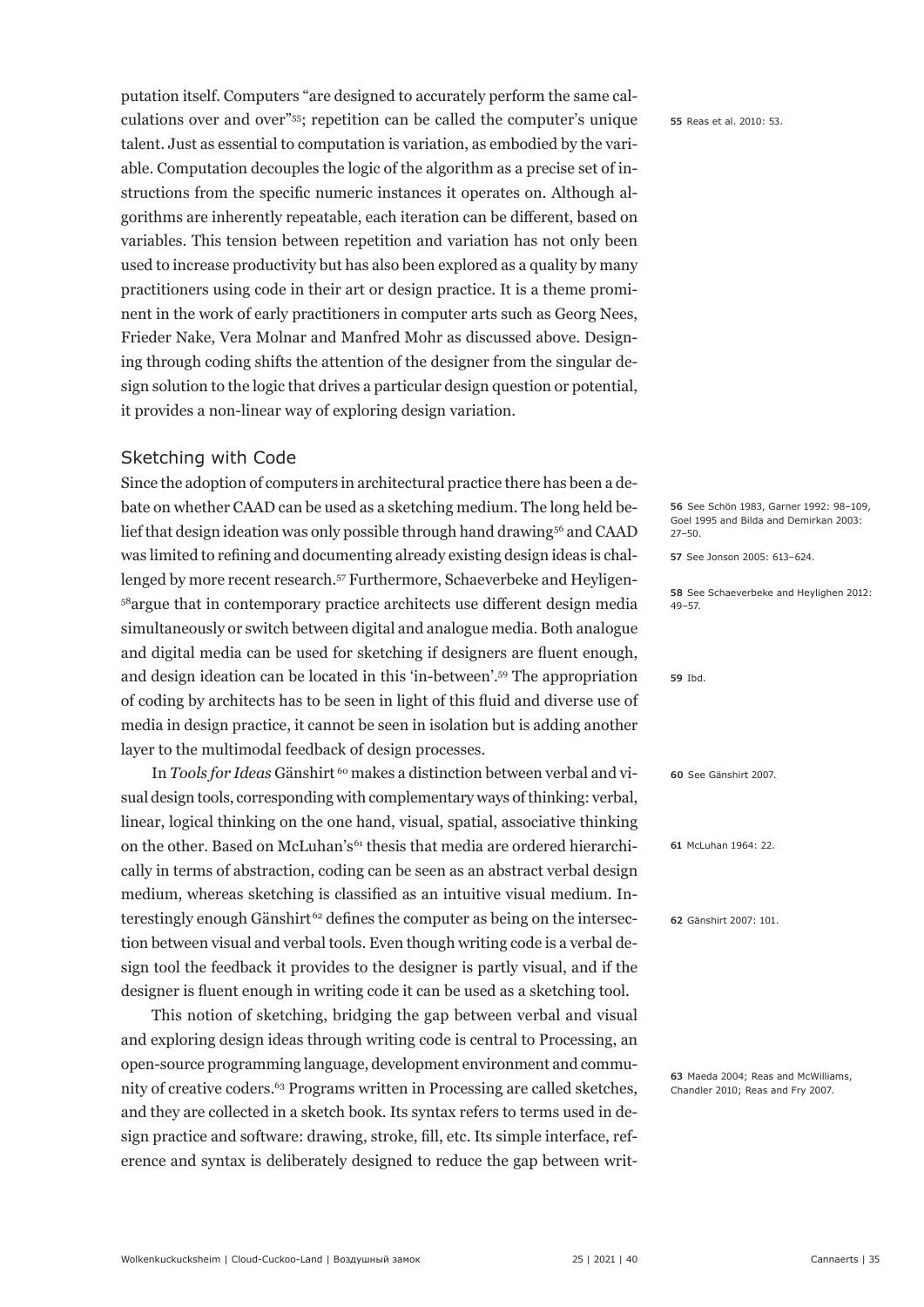putation itself. Computers "are designed to accurately perform the same calculations over and over"[55]; repetition can be called the computer's unique talent. Just as essential to computation is variation, as embodied by the variable. Computation decouples the logic of the algorithm as a precise set of instructions from the specific numeric instances it operates on. Although algorithms are inherently repeatable, each iteration can be different, based on variables. This tension between repetition and variation has not only been used to increase productivity but has also been explored as a quality by many practitioners using code in their art or design practice. It is a theme prominent in the work of early practitioners in computer arts such as Georg Nees, Frieder Nake, Vera Molnar and Manfred Mohr as discussed above. Designing through coding shifts the attention of the designer from the singular design solution to the logic that drives a particular design question or potential, it provides a non-linear way of exploring design variation.

## Sketching with Code

Since the adoption of computers in architectural practice there has been a debate on whether CAAD can be used as a sketching medium. The long held belief that design ideation was only possible through hand drawing[56] and CAAD was limited to refining and documenting already existing design ideas is challenged by more recent research.[57] Furthermore, Schaeverbeke and Heyligen-[58]argue that in contemporary practice architects use different design media simultaneously or switch between digital and analogue media. Both analogue and digital media can be used for sketching if designers are fluent enough, and design ideation can be located in this 'in-between'.[59] The appropriation of coding by architects has to be seen in light of this fluid and diverse use of media in design practice, it cannot be seen in isolation but is adding another layer to the multimodal feedback of design processes.

In *Tools for Ideas* Gänshirt[60] makes a distinction between verbal and visual design tools, corresponding with complementary ways of thinking: verbal, linear, logical thinking on the one hand, visual, spatial, associative thinking on the other. Based on McLuhan's[61] thesis that media are ordered hierarchically in terms of abstraction, coding can be seen as an abstract verbal design medium, whereas sketching is classified as an intuitive visual medium. Interestingly enough Gänshirt[62] defines the computer as being on the intersection between visual and verbal tools. Even though writing code is a verbal design tool the feedback it provides to the designer is partly visual, and if the designer is fluent enough in writing code it can be used as a sketching tool.

This notion of sketching, bridging the gap between verbal and visual and exploring design ideas through writing code is central to Processing, an open-source programming language, development environment and community of creative coders.[63] Programs written in Processing are called sketches, and they are collected in a sketch book. Its syntax refers to terms used in design practice and software: drawing, stroke, fill, etc. Its simple interface, reference and syntax is deliberately designed to reduce the gap between writ-

---

**55** Reas et al. 2010: 53.

**56** See Schön 1983, Garner 1992: 98–109, Goel 1995 and Bilda and Demirkan 2003: 27–50.

**57** See Jonson 2005: 613–624.

**58** See Schaeverbeke and Heylighen 2012: 49–57.

**59** Ibd.

**60** See Gänshirt 2007.

**61** McLuhan 1964: 22.

**62** Gänshirt 2007: 101.

**63** Maeda 2004; Reas and McWilliams, Chandler 2010; Reas and Fry 2007.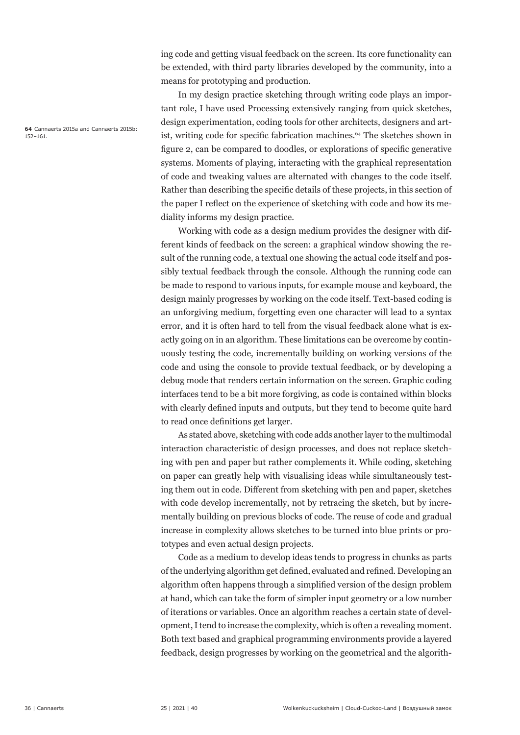ing code and getting visual feedback on the screen. Its core functionality can be extended, with third party libraries developed by the community, into a means for prototyping and production.

In my design practice sketching through writing code plays an important role, I have used Processing extensively ranging from quick sketches, design experimentation, coding tools for other architects, designers and artist, writing code for specific fabrication machines.[64] The sketches shown in figure 2, can be compared to doodles, or explorations of specific generative systems. Moments of playing, interacting with the graphical representation of code and tweaking values are alternated with changes to the code itself. Rather than describing the specific details of these projects, in this section of the paper I reflect on the experience of sketching with code and how its mediality informs my design practice.

Working with code as a design medium provides the designer with different kinds of feedback on the screen: a graphical window showing the result of the running code, a textual one showing the actual code itself and possibly textual feedback through the console. Although the running code can be made to respond to various inputs, for example mouse and keyboard, the design mainly progresses by working on the code itself. Text-based coding is an unforgiving medium, forgetting even one character will lead to a syntax error, and it is often hard to tell from the visual feedback alone what is exactly going on in an algorithm. These limitations can be overcome by continuously testing the code, incrementally building on working versions of the code and using the console to provide textual feedback, or by developing a debug mode that renders certain information on the screen. Graphic coding interfaces tend to be a bit more forgiving, as code is contained within blocks with clearly defined inputs and outputs, but they tend to become quite hard to read once definitions get larger.

As stated above, sketching with code adds another layer to the multimodal interaction characteristic of design processes, and does not replace sketching with pen and paper but rather complements it. While coding, sketching on paper can greatly help with visualising ideas while simultaneously testing them out in code. Different from sketching with pen and paper, sketches with code develop incrementally, not by retracing the sketch, but by incrementally building on previous blocks of code. The reuse of code and gradual increase in complexity allows sketches to be turned into blue prints or prototypes and even actual design projects.

Code as a medium to develop ideas tends to progress in chunks as parts of the underlying algorithm get defined, evaluated and refined. Developing an algorithm often happens through a simplified version of the design problem at hand, which can take the form of simpler input geometry or a low number of iterations or variables. Once an algorithm reaches a certain state of development, I tend to increase the complexity, which is often a revealing moment. Both text based and graphical programming environments provide a layered feedback, design progresses by working on the geometrical and the algorith-

64 Cannaerts 2015a and Cannaerts 2015b: 152–161.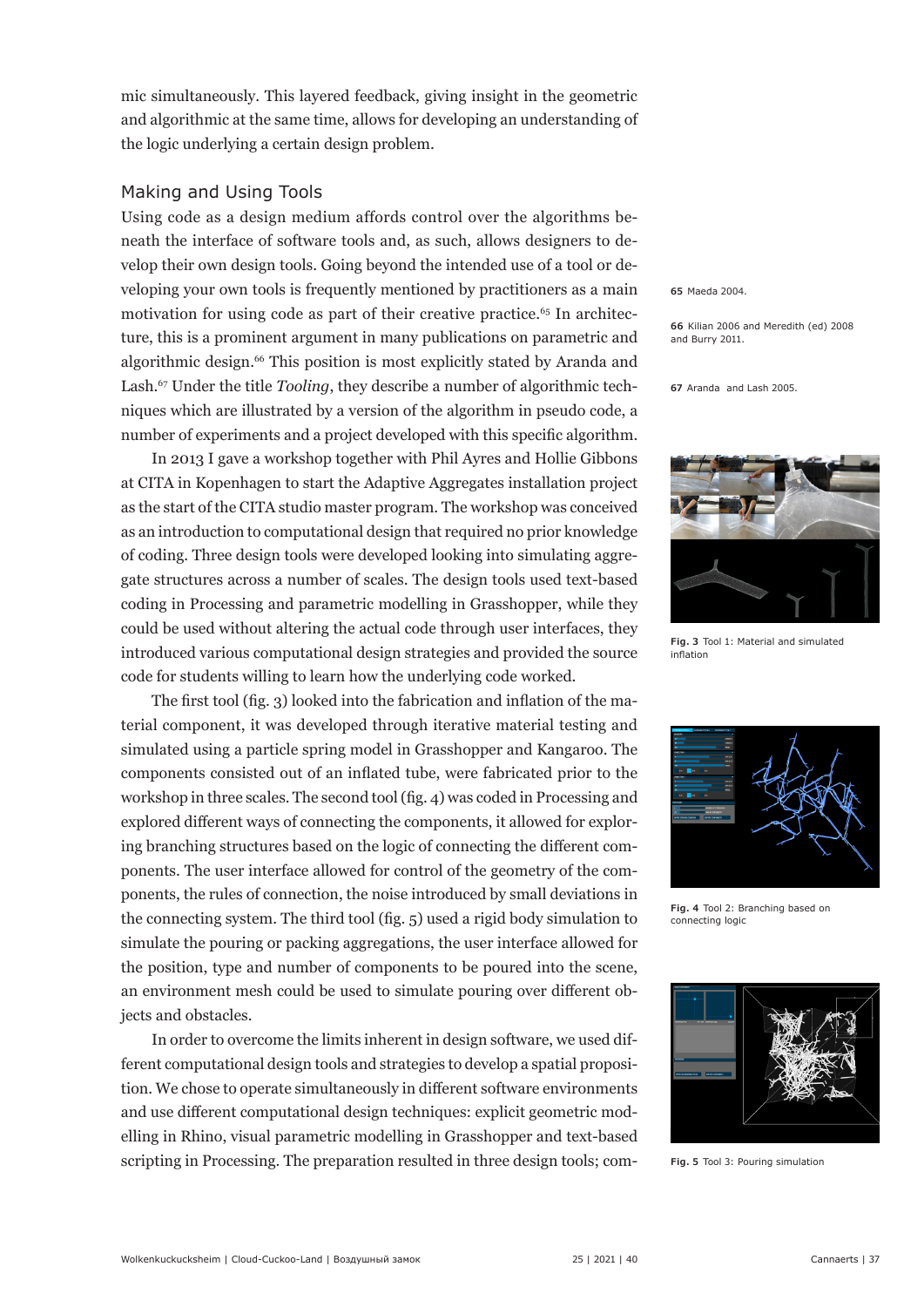mic simultaneously. This layered feedback, giving insight in the geometric and algorithmic at the same time, allows for developing an understanding of the logic underlying a certain design problem.

## Making and Using Tools

Using code as a design medium affords control over the algorithms beneath the interface of software tools and, as such, allows designers to develop their own design tools. Going beyond the intended use of a tool or developing your own tools is frequently mentioned by practitioners as a main motivation for using code as part of their creative practice.[65] In architecture, this is a prominent argument in many publications on parametric and algorithmic design.[66] This position is most explicitly stated by Aranda and Lash.[67] Under the title *Tooling*, they describe a number of algorithmic techniques which are illustrated by a version of the algorithm in pseudo code, a number of experiments and a project developed with this specific algorithm.

In 2013 I gave a workshop together with Phil Ayres and Hollie Gibbons at CITA in Kopenhagen to start the Adaptive Aggregates installation project as the start of the CITA studio master program. The workshop was conceived as an introduction to computational design that required no prior knowledge of coding. Three design tools were developed looking into simulating aggregate structures across a number of scales. The design tools used text-based coding in Processing and parametric modelling in Grasshopper, while they could be used without altering the actual code through user interfaces, they introduced various computational design strategies and provided the source code for students willing to learn how the underlying code worked.

The first tool (fig. 3) looked into the fabrication and inflation of the material component, it was developed through iterative material testing and simulated using a particle spring model in Grasshopper and Kangaroo. The components consisted out of an inflated tube, were fabricated prior to the workshop in three scales. The second tool (fig. 4) was coded in Processing and explored different ways of connecting the components, it allowed for exploring branching structures based on the logic of connecting the different components. The user interface allowed for control of the geometry of the components, the rules of connection, the noise introduced by small deviations in the connecting system. The third tool (fig. 5) used a rigid body simulation to simulate the pouring or packing aggregations, the user interface allowed for the position, type and number of components to be poured into the scene, an environment mesh could be used to simulate pouring over different objects and obstacles.

In order to overcome the limits inherent in design software, we used different computational design tools and strategies to develop a spatial proposition. We chose to operate simultaneously in different software environments and use different computational design techniques: explicit geometric modelling in Rhino, visual parametric modelling in Grasshopper and text-based scripting in Processing. The preparation resulted in three design tools; com-

**65** Maeda 2004.

**66** Kilian 2006 and Meredith (ed) 2008 and Burry 2011.

**67** Aranda and Lash 2005.

**Fig. 3** Tool 1: Material and simulated inflation

**Fig. 4** Tool 2: Branching based on connecting logic

**Fig. 5** Tool 3: Pouring simulation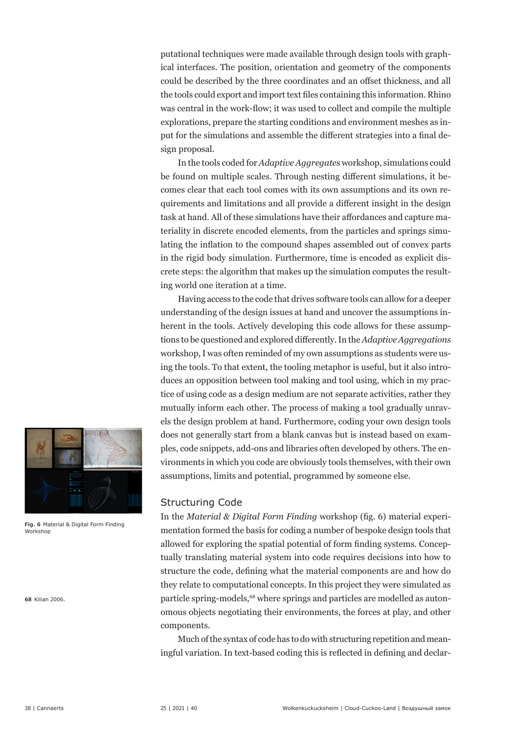putational techniques were made available through design tools with graphical interfaces. The position, orientation and geometry of the components could be described by the three coordinates and an offset thickness, and all the tools could export and import text files containing this information. Rhino was central in the work-flow; it was used to collect and compile the multiple explorations, prepare the starting conditions and environment meshes as input for the simulations and assemble the different strategies into a final design proposal.

In the tools coded for *Adaptive Aggregates* workshop, simulations could be found on multiple scales. Through nesting different simulations, it becomes clear that each tool comes with its own assumptions and its own requirements and limitations and all provide a different insight in the design task at hand. All of these simulations have their affordances and capture materiality in discrete encoded elements, from the particles and springs simulating the inflation to the compound shapes assembled out of convex parts in the rigid body simulation. Furthermore, time is encoded as explicit discrete steps: the algorithm that makes up the simulation computes the resulting world one iteration at a time.

Having access to the code that drives software tools can allow for a deeper understanding of the design issues at hand and uncover the assumptions inherent in the tools. Actively developing this code allows for these assumptions to be questioned and explored differently. In the *Adaptive Aggregations* workshop, I was often reminded of my own assumptions as students were using the tools. To that extent, the tooling metaphor is useful, but it also introduces an opposition between tool making and tool using, which in my practice of using code as a design medium are not separate activities, rather they mutually inform each other. The process of making a tool gradually unravels the design problem at hand. Furthermore, coding your own design tools does not generally start from a blank canvas but is instead based on examples, code snippets, add-ons and libraries often developed by others. The environments in which you code are obviously tools themselves, with their own assumptions, limits and potential, programmed by someone else.

**Fig. 6** Material & Digital Form Finding Workshop

## Structuring Code

In the *Material & Digital Form Finding* workshop (fig. 6) material experimentation formed the basis for coding a number of bespoke design tools that allowed for exploring the spatial potential of form finding systems. Conceptually translating material system into code requires decisions into how to structure the code, defining what the material components are and how do they relate to computational concepts. In this project they were simulated as particle spring-models,[68] where springs and particles are modelled as autonomous objects negotiating their environments, the forces at play, and other components.

[68] Kilian 2006.

Much of the syntax of code has to do with structuring repetition and meaningful variation. In text-based coding this is reflected in defining and declar-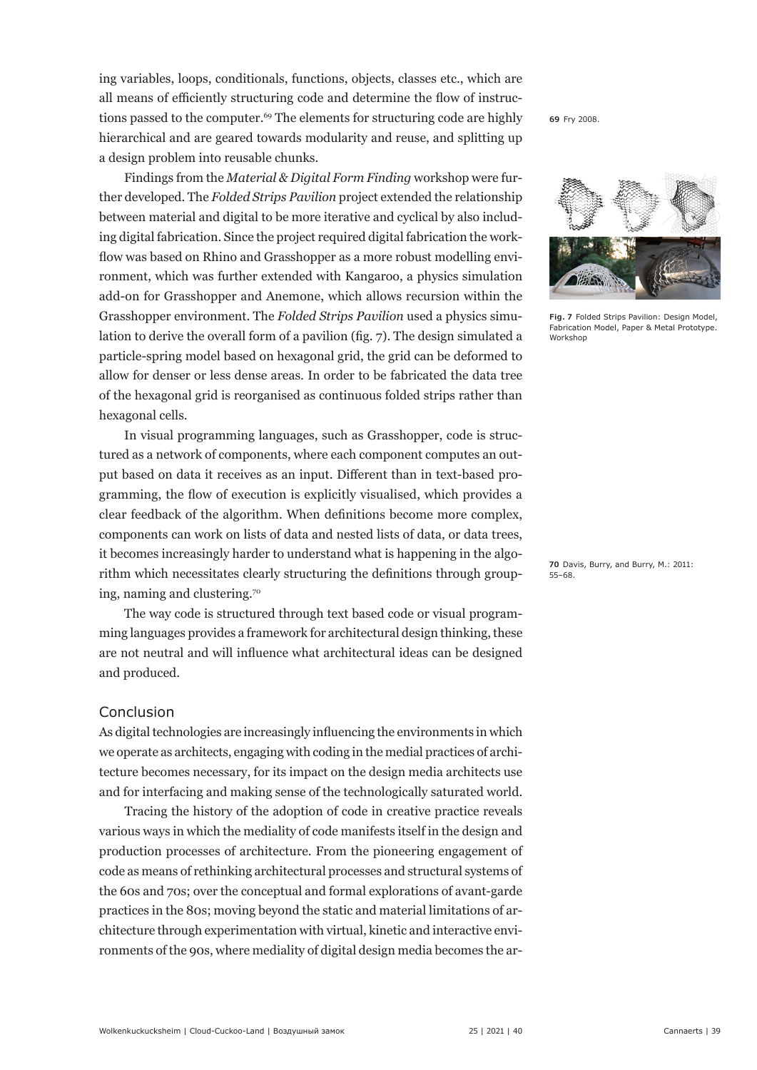ing variables, loops, conditionals, functions, objects, classes etc., which are all means of efficiently structuring code and determine the flow of instructions passed to the computer.[69] The elements for structuring code are highly hierarchical and are geared towards modularity and reuse, and splitting up a design problem into reusable chunks.

69 Fry 2008.

Findings from the *Material & Digital Form Finding* workshop were further developed. The *Folded Strips Pavilion* project extended the relationship between material and digital to be more iterative and cyclical by also including digital fabrication. Since the project required digital fabrication the workflow was based on Rhino and Grasshopper as a more robust modelling environment, which was further extended with Kangaroo, a physics simulation add-on for Grasshopper and Anemone, which allows recursion within the Grasshopper environment. The *Folded Strips Pavilion* used a physics simulation to derive the overall form of a pavilion (fig. 7). The design simulated a particle-spring model based on hexagonal grid, the grid can be deformed to allow for denser or less dense areas. In order to be fabricated the data tree of the hexagonal grid is reorganised as continuous folded strips rather than hexagonal cells.

**Fig. 7** Folded Strips Pavilion: Design Model, Fabrication Model, Paper & Metal Prototype. Workshop

In visual programming languages, such as Grasshopper, code is structured as a network of components, where each component computes an output based on data it receives as an input. Different than in text-based programming, the flow of execution is explicitly visualised, which provides a clear feedback of the algorithm. When definitions become more complex, components can work on lists of data and nested lists of data, or data trees, it becomes increasingly harder to understand what is happening in the algorithm which necessitates clearly structuring the definitions through grouping, naming and clustering.[70]

70 Davis, Burry, and Burry, M.: 2011: 55–68.

The way code is structured through text based code or visual programming languages provides a framework for architectural design thinking, these are not neutral and will influence what architectural ideas can be designed and produced.

## Conclusion

As digital technologies are increasingly influencing the environments in which we operate as architects, engaging with coding in the medial practices of architecture becomes necessary, for its impact on the design media architects use and for interfacing and making sense of the technologically saturated world.

Tracing the history of the adoption of code in creative practice reveals various ways in which the mediality of code manifests itself in the design and production processes of architecture. From the pioneering engagement of code as means of rethinking architectural processes and structural systems of the 60s and 70s; over the conceptual and formal explorations of avant-garde practices in the 80s; moving beyond the static and material limitations of architecture through experimentation with virtual, kinetic and interactive environments of the 90s, where mediality of digital design media becomes the ar-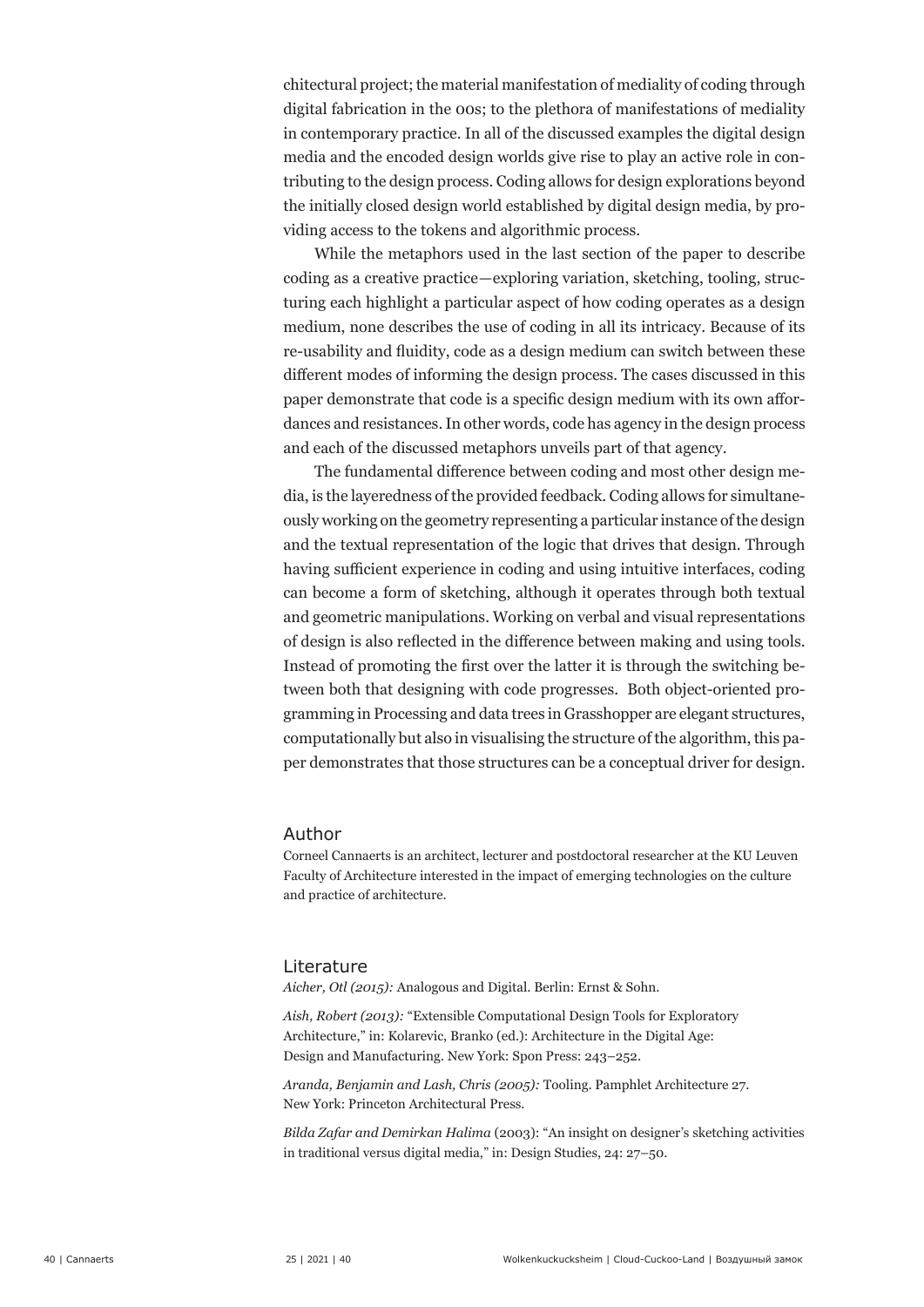chitectural project; the material manifestation of mediality of coding through digital fabrication in the 00s; to the plethora of manifestations of mediality in contemporary practice. In all of the discussed examples the digital design media and the encoded design worlds give rise to play an active role in contributing to the design process. Coding allows for design explorations beyond the initially closed design world established by digital design media, by providing access to the tokens and algorithmic process.

While the metaphors used in the last section of the paper to describe coding as a creative practice—exploring variation, sketching, tooling, structuring each highlight a particular aspect of how coding operates as a design medium, none describes the use of coding in all its intricacy. Because of its re-usability and fluidity, code as a design medium can switch between these different modes of informing the design process. The cases discussed in this paper demonstrate that code is a specific design medium with its own affordances and resistances. In other words, code has agency in the design process and each of the discussed metaphors unveils part of that agency.

The fundamental difference between coding and most other design media, is the layeredness of the provided feedback. Coding allows for simultaneously working on the geometry representing a particular instance of the design and the textual representation of the logic that drives that design. Through having sufficient experience in coding and using intuitive interfaces, coding can become a form of sketching, although it operates through both textual and geometric manipulations. Working on verbal and visual representations of design is also reflected in the difference between making and using tools. Instead of promoting the first over the latter it is through the switching between both that designing with code progresses. Both object-oriented programming in Processing and data trees in Grasshopper are elegant structures, computationally but also in visualising the structure of the algorithm, this paper demonstrates that those structures can be a conceptual driver for design.

## Author

Corneel Cannaerts is an architect, lecturer and postdoctoral researcher at the KU Leuven Faculty of Architecture interested in the impact of emerging technologies on the culture and practice of architecture.

## Literature

*Aicher, Otl (2015):* Analogous and Digital. Berlin: Ernst & Sohn.

*Aish, Robert (2013):* "Extensible Computational Design Tools for Exploratory Architecture," in: Kolarevic, Branko (ed.): Architecture in the Digital Age: Design and Manufacturing. New York: Spon Press: 243–252.

*Aranda, Benjamin and Lash, Chris (2005):* Tooling. Pamphlet Architecture 27. New York: Princeton Architectural Press.

*Bilda Zafar and Demirkan Halima* (2003): "An insight on designer's sketching activities in traditional versus digital media," in: Design Studies, 24: 27–50.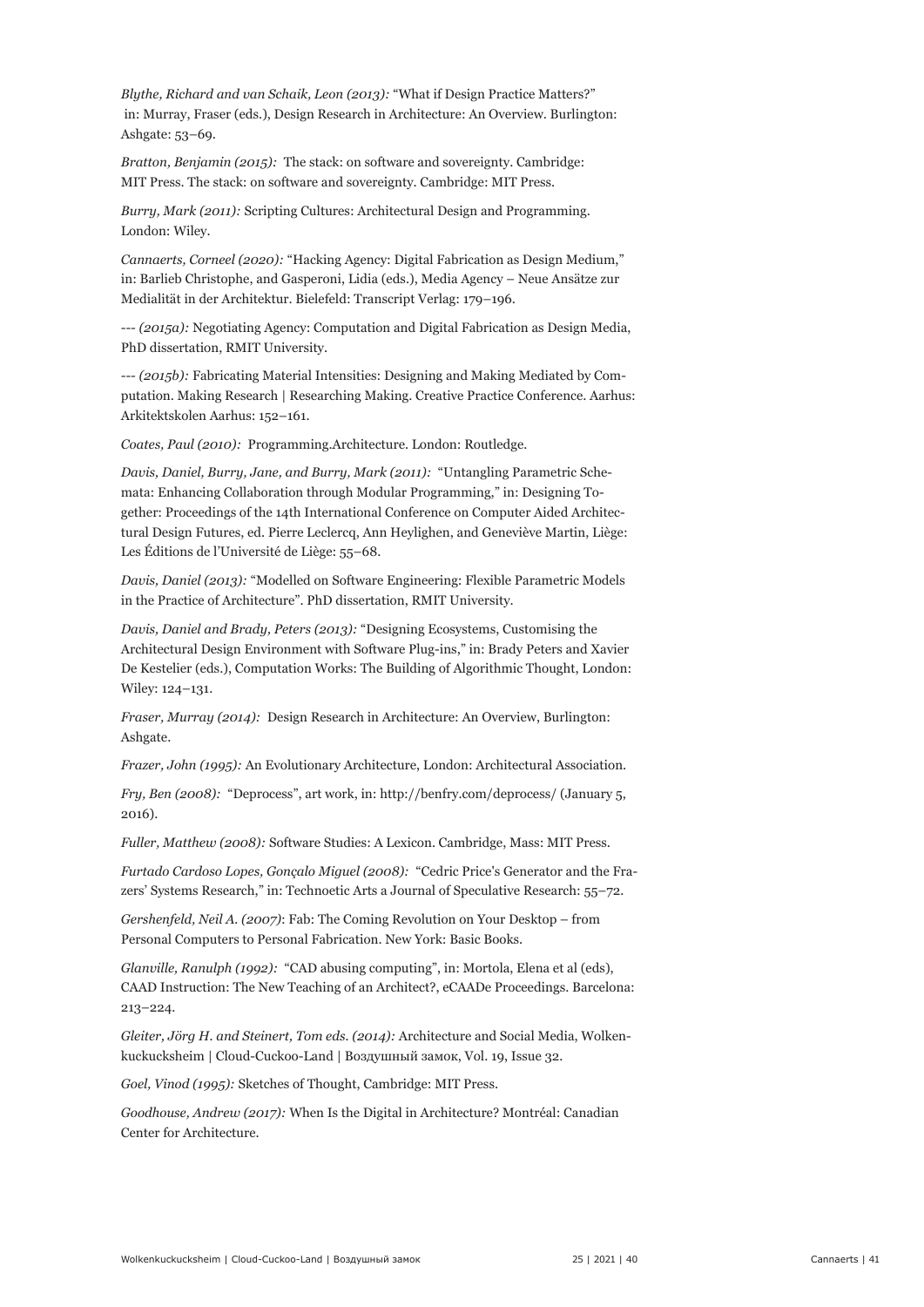*Blythe, Richard and van Schaik, Leon (2013):* "What if Design Practice Matters?" in: Murray, Fraser (eds.), Design Research in Architecture: An Overview. Burlington: Ashgate: 53–69.

*Bratton, Benjamin (2015):* The stack: on software and sovereignty. Cambridge: MIT Press. The stack: on software and sovereignty. Cambridge: MIT Press.

*Burry, Mark (2011):* Scripting Cultures: Architectural Design and Programming. London: Wiley.

*Cannaerts, Corneel (2020):* "Hacking Agency: Digital Fabrication as Design Medium," in: Barlieb Christophe, and Gasperoni, Lidia (eds.), Media Agency – Neue Ansätze zur Medialität in der Architektur. Bielefeld: Transcript Verlag: 179–196.

*--- (2015a):* Negotiating Agency: Computation and Digital Fabrication as Design Media, PhD dissertation, RMIT University.

*--- (2015b):* Fabricating Material Intensities: Designing and Making Mediated by Computation. Making Research | Researching Making. Creative Practice Conference. Aarhus: Arkitektskolen Aarhus: 152–161.

*Coates, Paul (2010):* Programming.Architecture. London: Routledge.

*Davis, Daniel, Burry, Jane, and Burry, Mark (2011):* "Untangling Parametric Schemata: Enhancing Collaboration through Modular Programming," in: Designing Together: Proceedings of the 14th International Conference on Computer Aided Architectural Design Futures, ed. Pierre Leclercq, Ann Heylighen, and Geneviève Martin, Liège: Les Éditions de l'Université de Liège: 55–68.

*Davis, Daniel (2013):* "Modelled on Software Engineering: Flexible Parametric Models in the Practice of Architecture". PhD dissertation, RMIT University.

*Davis, Daniel and Brady, Peters (2013):* "Designing Ecosystems, Customising the Architectural Design Environment with Software Plug-ins," in: Brady Peters and Xavier De Kestelier (eds.), Computation Works: The Building of Algorithmic Thought, London: Wiley: 124–131.

*Fraser, Murray (2014):* Design Research in Architecture: An Overview, Burlington: Ashgate.

*Frazer, John (1995):* An Evolutionary Architecture, London: Architectural Association.

*Fry, Ben (2008):* "Deprocess", art work, in: http://benfry.com/deprocess/ (January 5, 2016).

*Fuller, Matthew (2008):* Software Studies: A Lexicon. Cambridge, Mass: MIT Press.

*Furtado Cardoso Lopes, Gonçalo Miguel (2008):* "Cedric Price's Generator and the Frazers' Systems Research," in: Technoetic Arts a Journal of Speculative Research: 55–72.

*Gershenfeld, Neil A. (2007)*: Fab: The Coming Revolution on Your Desktop – from Personal Computers to Personal Fabrication. New York: Basic Books.

*Glanville, Ranulph (1992):* "CAD abusing computing", in: Mortola, Elena et al (eds), CAAD Instruction: The New Teaching of an Architect?, eCAADe Proceedings. Barcelona: 213–224.

*Gleiter, Jörg H. and Steinert, Tom eds. (2014):* Architecture and Social Media, Wolkenkuckucksheim | Cloud-Cuckoo-Land | Воздушный замок, Vol. 19, Issue 32.

*Goel, Vinod (1995):* Sketches of Thought, Cambridge: MIT Press.

*Goodhouse, Andrew (2017):* When Is the Digital in Architecture? Montréal: Canadian Center for Architecture.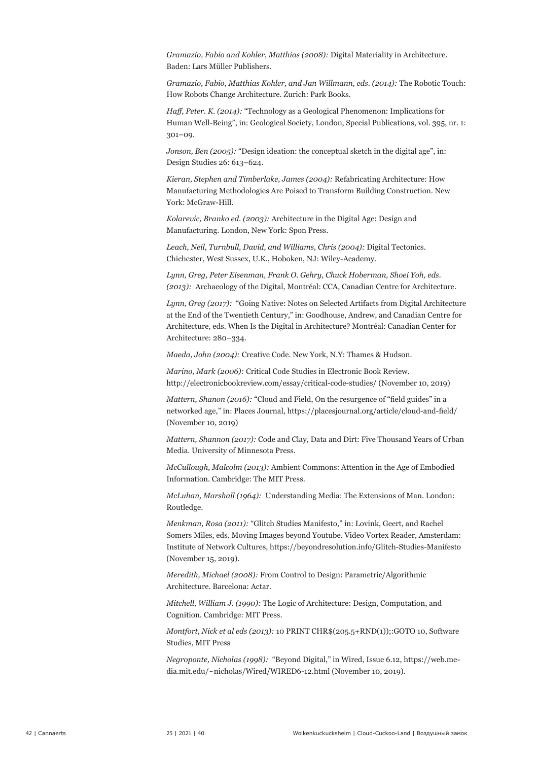*Gramazio, Fabio and Kohler, Matthias (2008):* Digital Materiality in Architecture. Baden: Lars Müller Publishers.

*Gramazio, Fabio, Matthias Kohler, and Jan Willmann, eds. (2014):* The Robotic Touch: How Robots Change Architecture. Zurich: Park Books.

*Haff, Peter. K. (2014):* "Technology as a Geological Phenomenon: Implications for Human Well-Being", in: Geological Society, London, Special Publications, vol. 395, nr. 1: 301–09.

*Jonson, Ben (2005):* "Design ideation: the conceptual sketch in the digital age", in: Design Studies 26: 613–624.

*Kieran, Stephen and Timberlake, James (2004):* Refabricating Architecture: How Manufacturing Methodologies Are Poised to Transform Building Construction. New York: McGraw-Hill.

*Kolarevic, Branko ed. (2003):* Architecture in the Digital Age: Design and Manufacturing. London, New York: Spon Press.

*Leach, Neil, Turnbull, David, and Williams, Chris (2004):* Digital Tectonics. Chichester, West Sussex, U.K., Hoboken, NJ: Wiley-Academy.

*Lynn, Greg, Peter Eisenman, Frank O. Gehry, Chuck Hoberman, Shoei Yoh, eds. (2013):* Archaeology of the Digital, Montréal: CCA, Canadian Centre for Architecture.

*Lynn, Greg (2017):* "Going Native: Notes on Selected Artifacts from Digital Architecture at the End of the Twentieth Century," in: Goodhouse, Andrew, and Canadian Centre for Architecture, eds. When Is the Digital in Architecture? Montréal: Canadian Center for Architecture: 280–334.

*Maeda, John (2004):* Creative Code. New York, N.Y: Thames & Hudson.

*Marino, Mark (2006):* Critical Code Studies in Electronic Book Review. http://electronicbookreview.com/essay/critical-code-studies/ (November 10, 2019)

*Mattern, Shanon (2016):* "Cloud and Field, On the resurgence of "field guides" in a networked age," in: Places Journal, https://placesjournal.org/article/cloud-and-field/ (November 10, 2019)

*Mattern, Shannon (2017):* Code and Clay, Data and Dirt: Five Thousand Years of Urban Media. University of Minnesota Press.

*McCullough, Malcolm (2013):* Ambient Commons: Attention in the Age of Embodied Information. Cambridge: The MIT Press.

*McLuhan, Marshall (1964):* Understanding Media: The Extensions of Man. London: Routledge.

*Menkman, Rosa (2011):* "Glitch Studies Manifesto," in: Lovink, Geert, and Rachel Somers Miles, eds. Moving Images beyond Youtube. Video Vortex Reader, Amsterdam: Institute of Network Cultures, https://beyondresolution.info/Glitch-Studies-Manifesto (November 15, 2019).

*Meredith, Michael (2008):* From Control to Design: Parametric/Algorithmic Architecture. Barcelona: Actar.

*Mitchell, William J. (1990):* The Logic of Architecture: Design, Computation, and Cognition. Cambridge: MIT Press.

*Montfort, Nick et al eds (2013):* 10 PRINT CHR$(205.5+RND(1));:GOTO 10, Software Studies, MIT Press

*Negroponte, Nicholas (1998):* "Beyond Digital," in Wired, Issue 6.12, https://web.media.mit.edu/~nicholas/Wired/WIRED6-12.html (November 10, 2019).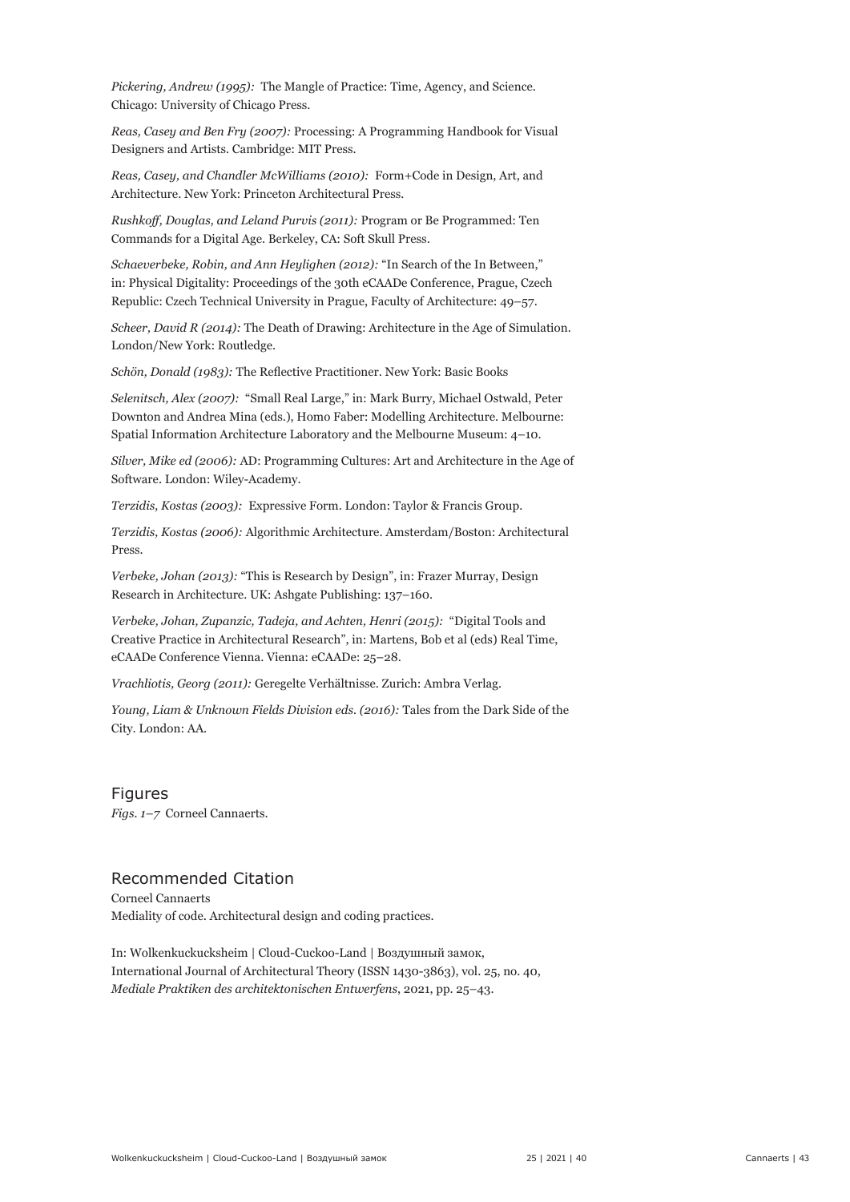*Pickering, Andrew (1995):* The Mangle of Practice: Time, Agency, and Science. Chicago: University of Chicago Press.

*Reas, Casey and Ben Fry (2007):* Processing: A Programming Handbook for Visual Designers and Artists. Cambridge: MIT Press.

*Reas, Casey, and Chandler McWilliams (2010):* Form+Code in Design, Art, and Architecture. New York: Princeton Architectural Press.

*Rushkoff, Douglas, and Leland Purvis (2011):* Program or Be Programmed: Ten Commands for a Digital Age. Berkeley, CA: Soft Skull Press.

*Schaeverbeke, Robin, and Ann Heylighen (2012):* "In Search of the In Between," in: Physical Digitality: Proceedings of the 30th eCAADe Conference, Prague, Czech Republic: Czech Technical University in Prague, Faculty of Architecture: 49–57.

*Scheer, David R (2014):* The Death of Drawing: Architecture in the Age of Simulation. London/New York: Routledge.

*Schön, Donald (1983):* The Reflective Practitioner. New York: Basic Books

*Selenitsch, Alex (2007):* "Small Real Large," in: Mark Burry, Michael Ostwald, Peter Downton and Andrea Mina (eds.), Homo Faber: Modelling Architecture. Melbourne: Spatial Information Architecture Laboratory and the Melbourne Museum: 4–10.

*Silver, Mike ed (2006):* AD: Programming Cultures: Art and Architecture in the Age of Software. London: Wiley-Academy.

*Terzidis, Kostas (2003):* Expressive Form. London: Taylor & Francis Group.

*Terzidis, Kostas (2006):* Algorithmic Architecture. Amsterdam/Boston: Architectural Press.

*Verbeke, Johan (2013):* "This is Research by Design", in: Frazer Murray, Design Research in Architecture. UK: Ashgate Publishing: 137–160.

*Verbeke, Johan, Zupanzic, Tadeja, and Achten, Henri (2015):* "Digital Tools and Creative Practice in Architectural Research", in: Martens, Bob et al (eds) Real Time, eCAADe Conference Vienna. Vienna: eCAADe: 25–28.

*Vrachliotis, Georg (2011):* Geregelte Verhältnisse. Zurich: Ambra Verlag.

*Young, Liam & Unknown Fields Division eds. (2016):* Tales from the Dark Side of the City. London: AA.

## Figures

*Figs. 1–7* Corneel Cannaerts.

## Recommended Citation

Corneel Cannaerts
Mediality of code. Architectural design and coding practices.

In: Wolkenkuckucksheim | Cloud-Cuckoo-Land | Воздушный замок, International Journal of Architectural Theory (ISSN 1430-3863), vol. 25, no. 40, *Mediale Praktiken des architektonischen Entwerfens*, 2021, pp. 25–43.